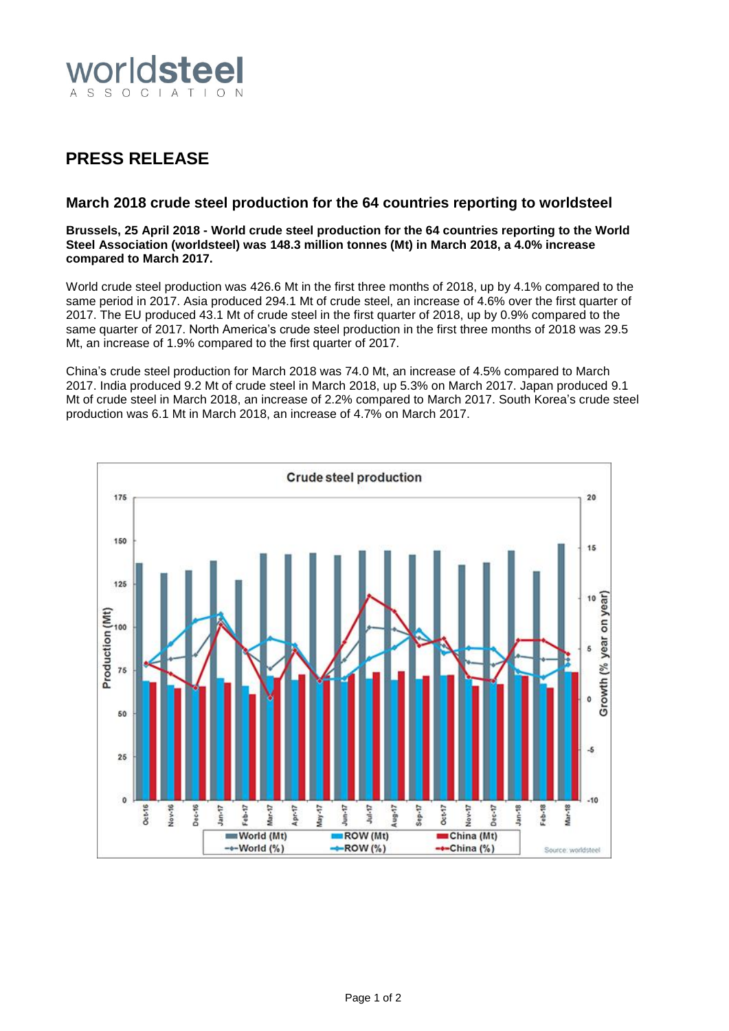worldsteel ASSOCIATION

# PRESS RELEASE

## March 2018 crude steel production for the 64 countries reporting to worldsteel

**Brussels, 25 April 2018 - World crude steel production for the 64 countries reporting to the World Steel Association (worldsteel) was 148.3 million tonnes (Mt) in March 2018, a 4.0% increase compared to March 2017.**

World crude steel production was 426.6 Mt in the first three months of 2018, up by 4.1% compared to the same period in 2017. Asia produced 294.1 Mt of crude steel, an increase of 4.6% over the first quarter of 2017. The EU produced 43.1 Mt of crude steel in the first quarter of 2018, up by 0.9% compared to the same quarter of 2017. North America's crude steel production in the first three months of 2018 was 29.5 Mt, an increase of 1.9% compared to the first quarter of 2017.

China's crude steel production for March 2018 was 74.0 Mt, an increase of 4.5% compared to March 2017. India produced 9.2 Mt of crude steel in March 2018, up 5.3% on March 2017. Japan produced 9.1 Mt of crude steel in March 2018, an increase of 2.2% compared to March 2017. South Korea's crude steel production was 6.1 Mt in March 2018, an increase of 4.7% on March 2017.

Crude steel production

Production (Mt): 0, 25, 50, 75, 100, 125, 150, 175

Growth (% year on year): -10, -5, 0, 5, 10, 15, 20

Oct-16, Nov-16, Dec-16, Jan-17, Feb-17, Mar-17, Apr-17, May-17, Jun-17, Jul-17, Aug-17, Sep-17, Oct-17, Nov-17, Dec-17, Jan-18, Feb-18, Mar-18

World (Mt), ROW (Mt), China (Mt), World (%), ROW (%), China (%)

Source: worldsteel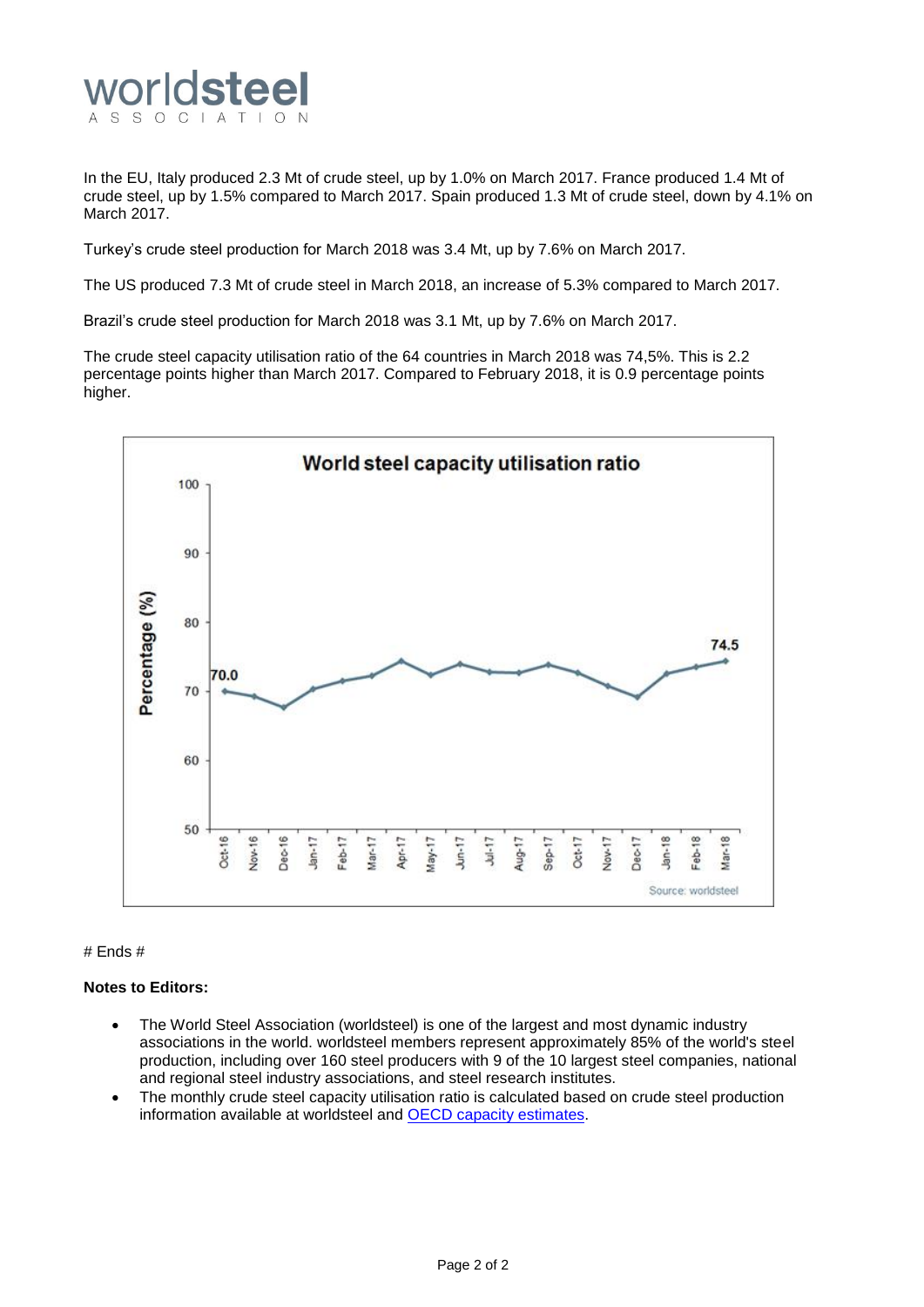# worldsteel
ASSOCIATION

In the EU, Italy produced 2.3 Mt of crude steel, up by 1.0% on March 2017. France produced 1.4 Mt of crude steel, up by 1.5% compared to March 2017. Spain produced 1.3 Mt of crude steel, down by 4.1% on March 2017.

Turkey's crude steel production for March 2018 was 3.4 Mt, up by 7.6% on March 2017.

The US produced 7.3 Mt of crude steel in March 2018, an increase of 5.3% compared to March 2017.

Brazil's crude steel production for March 2018 was 3.1 Mt, up by 7.6% on March 2017.

The crude steel capacity utilisation ratio of the 64 countries in March 2018 was 74,5%. This is 2.2 percentage points higher than March 2017. Compared to February 2018, it is 0.9 percentage points higher.

World steel capacity utilisation ratio

Percentage (%)

100
90
80
70
60
50

70.0
74.5

Oct-16 Nov-16 Dec-16 Jan-17 Feb-17 Mar-17 Apr-17 May-17 Jun-17 Jul-17 Aug-17 Sep-17 Oct-17 Nov-17 Dec-17 Jan-18 Feb-18 Mar-18

Source: worldsteel

# Ends #

**Notes to Editors:**

- The World Steel Association (worldsteel) is one of the largest and most dynamic industry associations in the world. worldsteel members represent approximately 85% of the world's steel production, including over 160 steel producers with 9 of the 10 largest steel companies, national and regional steel industry associations, and steel research institutes.
- The monthly crude steel capacity utilisation ratio is calculated based on crude steel production information available at worldsteel and OECD capacity estimates.